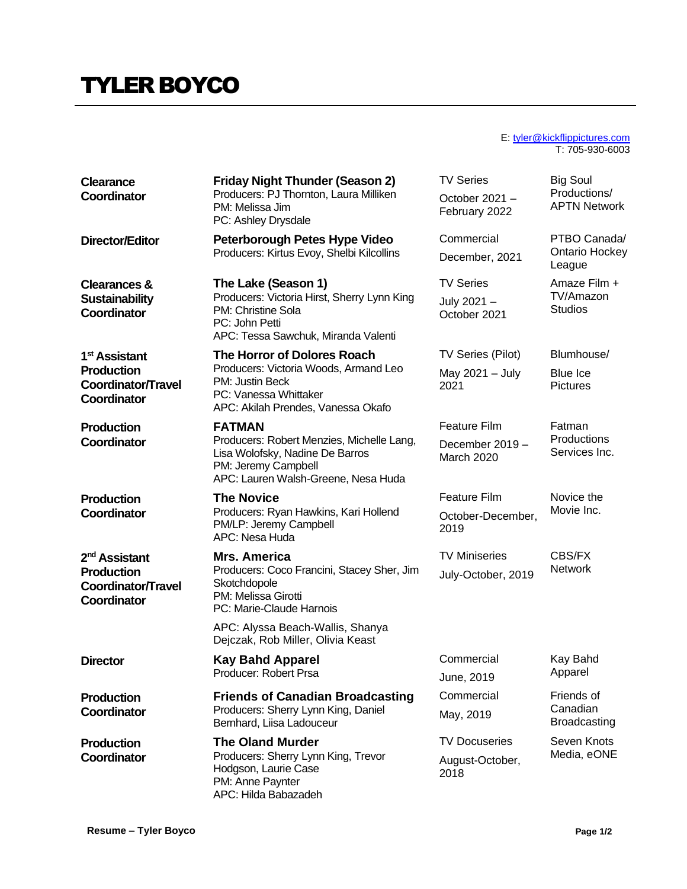# TYLER BOYCO

E: tyler@kickflippictures.com
T: 705-930-6003

| Role | Production | Type / Dates | Company |
| --- | --- | --- | --- |
| **Clearance Coordinator** | **Friday Night Thunder (Season 2)**<br>Producers: PJ Thornton, Laura Milliken<br>PM: Melissa Jim<br>PC: Ashley Drysdale | TV Series<br>October 2021 – February 2022 | Big Soul Productions/ APTN Network |
| **Director/Editor** | **Peterborough Petes Hype Video**<br>Producers: Kirtus Evoy, Shelbi Kilcollins | Commercial<br>December, 2021 | PTBO Canada/ Ontario Hockey League |
| **Clearances & Sustainability Coordinator** | **The Lake (Season 1)**<br>Producers: Victoria Hirst, Sherry Lynn King<br>PM: Christine Sola<br>PC: John Petti<br>APC: Tessa Sawchuk, Miranda Valenti | TV Series<br>July 2021 – October 2021 | Amaze Film + TV/Amazon Studios |
| **1st Assistant Production Coordinator/Travel Coordinator** | **The Horror of Dolores Roach**<br>Producers: Victoria Woods, Armand Leo<br>PM: Justin Beck<br>PC: Vanessa Whittaker<br>APC: Akilah Prendes, Vanessa Okafo | TV Series (Pilot)<br>May 2021 – July 2021 | Blumhouse/ Blue Ice Pictures |
| **Production Coordinator** | **FATMAN**<br>Producers: Robert Menzies, Michelle Lang, Lisa Wolofsky, Nadine De Barros<br>PM: Jeremy Campbell<br>APC: Lauren Walsh-Greene, Nesa Huda | Feature Film<br>December 2019 – March 2020 | Fatman Productions Services Inc. |
| **Production Coordinator** | **The Novice**<br>Producers: Ryan Hawkins, Kari Hollend<br>PM/LP: Jeremy Campbell<br>APC: Nesa Huda | Feature Film<br>October-December, 2019 | Novice the Movie Inc. |
| **2nd Assistant Production Coordinator/Travel Coordinator** | **Mrs. America**<br>Producers: Coco Francini, Stacey Sher, Jim Skotchdopole<br>PM: Melissa Girotti<br>PC: Marie-Claude Harnois<br>APC: Alyssa Beach-Wallis, Shanya Dejczak, Rob Miller, Olivia Keast | TV Miniseries<br>July-October, 2019 | CBS/FX Network |
| **Director** | **Kay Bahd Apparel**<br>Producer: Robert Prsa | Commercial<br>June, 2019 | Kay Bahd Apparel |
| **Production Coordinator** | **Friends of Canadian Broadcasting**<br>Producers: Sherry Lynn King, Daniel Bernhard, Liisa Ladouceur | Commercial<br>May, 2019 | Friends of Canadian Broadcasting |
| **Production Coordinator** | **The Oland Murder**<br>Producers: Sherry Lynn King, Trevor Hodgson, Laurie Case<br>PM: Anne Paynter<br>APC: Hilda Babazadeh | TV Docuseries<br>August-October, 2018 | Seven Knots Media, eONE |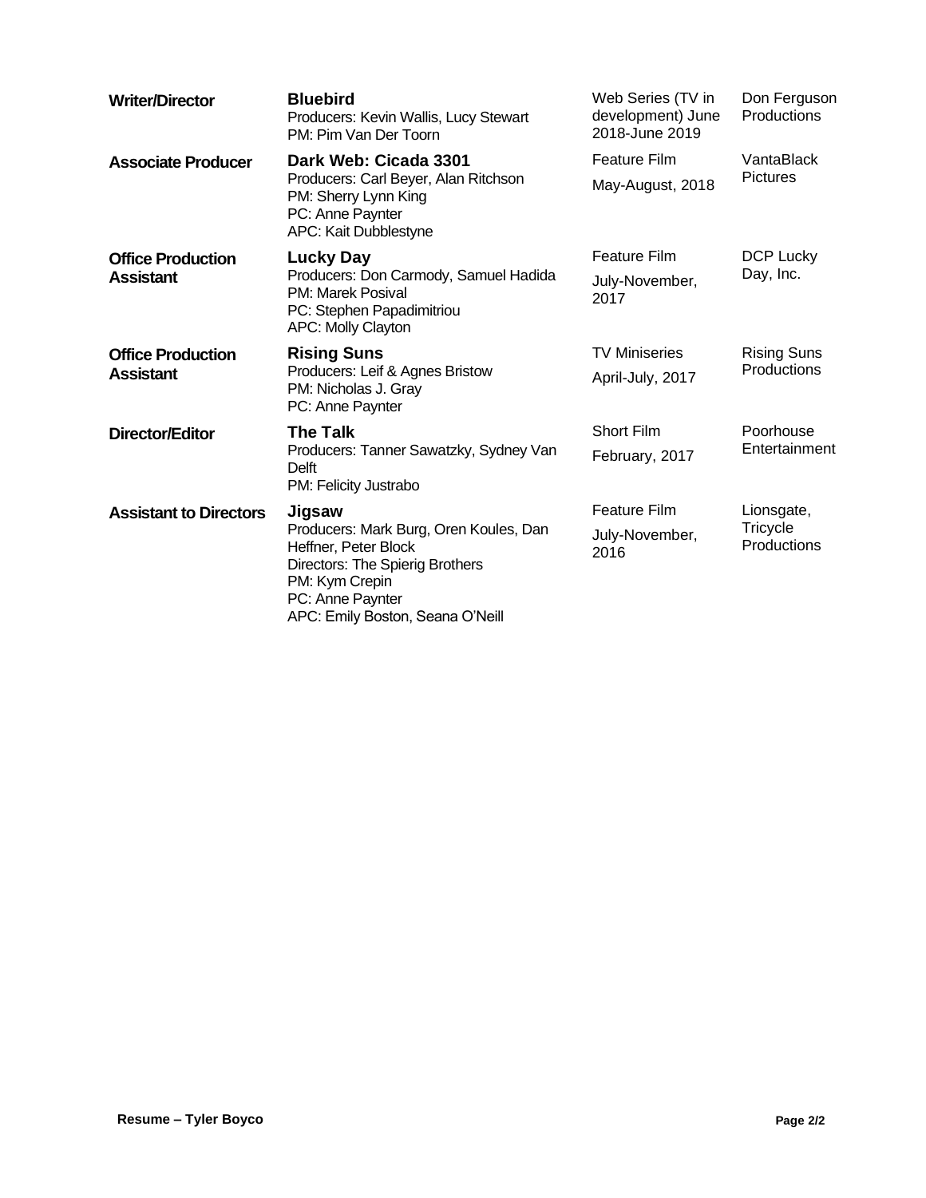| | | | |
|---|---|---|---|
| **Writer/Director** | **Bluebird**<br>Producers: Kevin Wallis, Lucy Stewart<br>PM: Pim Van Der Toorn | Web Series (TV in development) June 2018-June 2019 | Don Ferguson Productions |
| **Associate Producer** | **Dark Web: Cicada 3301**<br>Producers: Carl Beyer, Alan Ritchson<br>PM: Sherry Lynn King<br>PC: Anne Paynter<br>APC: Kait Dubblestyne | Feature Film<br>May-August, 2018 | VantaBlack Pictures |
| **Office Production Assistant** | **Lucky Day**<br>Producers: Don Carmody, Samuel Hadida<br>PM: Marek Posival<br>PC: Stephen Papadimitriou<br>APC: Molly Clayton | Feature Film<br>July-November, 2017 | DCP Lucky Day, Inc. |
| **Office Production Assistant** | **Rising Suns**<br>Producers: Leif & Agnes Bristow<br>PM: Nicholas J. Gray<br>PC: Anne Paynter | TV Miniseries<br>April-July, 2017 | Rising Suns Productions |
| **Director/Editor** | **The Talk**<br>Producers: Tanner Sawatzky, Sydney Van Delft<br>PM: Felicity Justrabo | Short Film<br>February, 2017 | Poorhouse Entertainment |
| **Assistant to Directors** | **Jigsaw**<br>Producers: Mark Burg, Oren Koules, Dan Heffner, Peter Block<br>Directors: The Spierig Brothers<br>PM: Kym Crepin<br>PC: Anne Paynter<br>APC: Emily Boston, Seana O'Neill | Feature Film<br>July-November, 2016 | Lionsgate, Tricycle Productions |